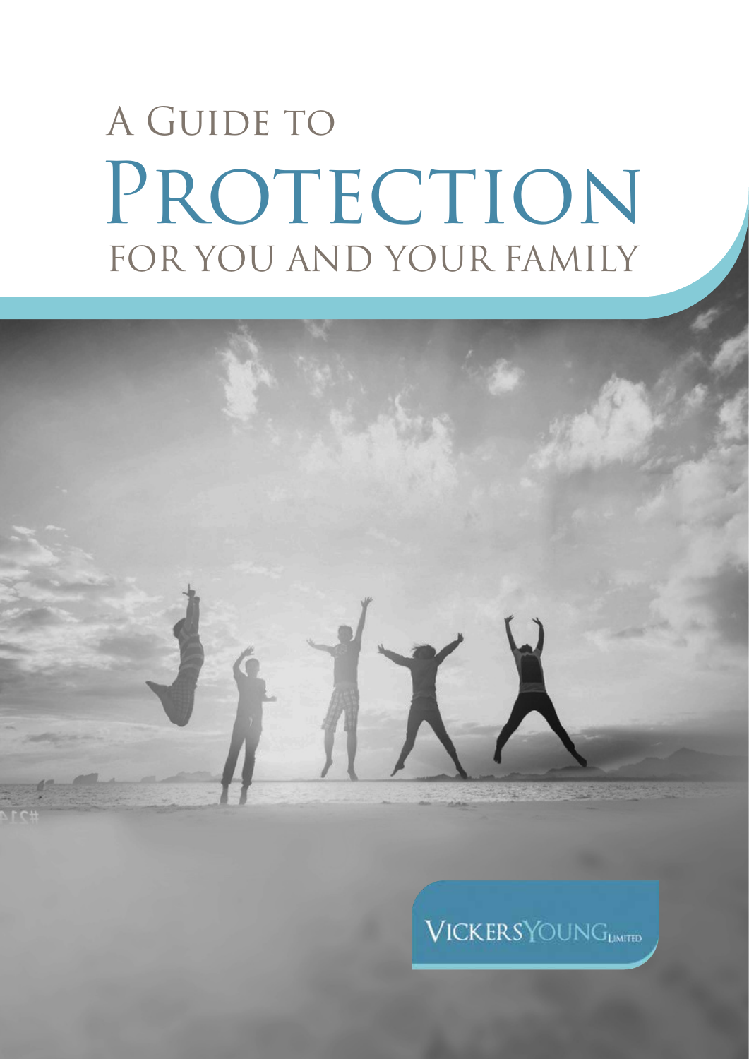# A Guide to
# Protection
## for you and your family

VickersYoung Limited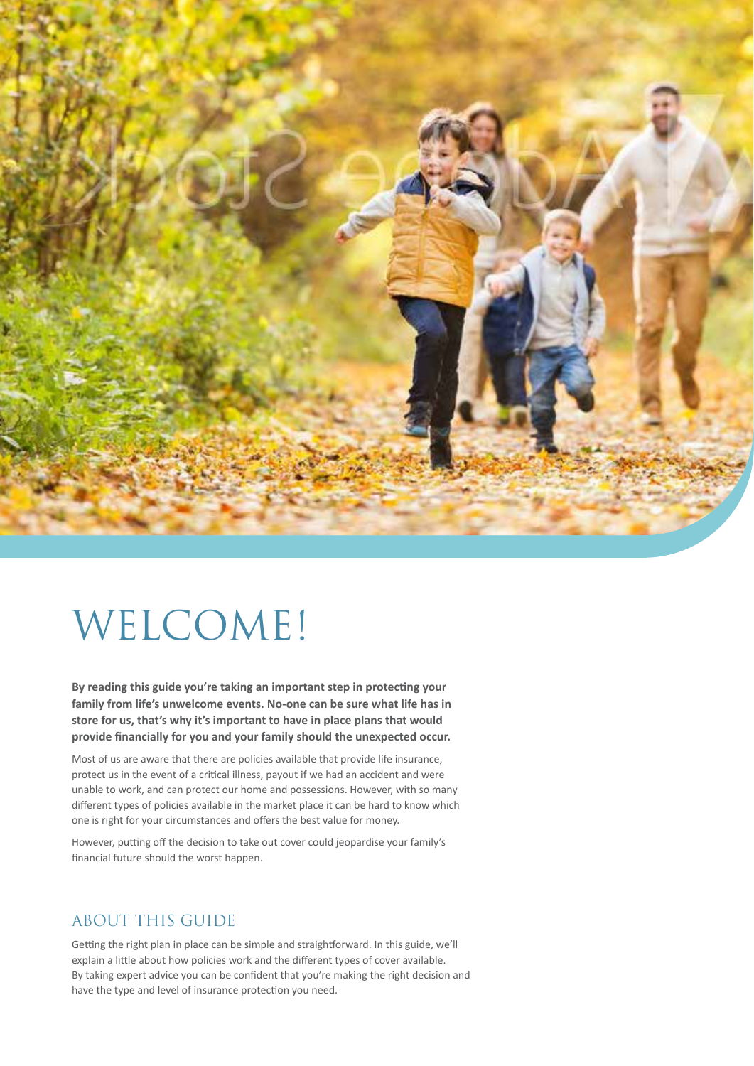# WELCOME!

**By reading this guide you're taking an important step in protecting your family from life's unwelcome events. No-one can be sure what life has in store for us, that's why it's important to have in place plans that would provide financially for you and your family should the unexpected occur.**

Most of us are aware that there are policies available that provide life insurance, protect us in the event of a critical illness, payout if we had an accident and were unable to work, and can protect our home and possessions. However, with so many different types of policies available in the market place it can be hard to know which one is right for your circumstances and offers the best value for money.

However, putting off the decision to take out cover could jeopardise your family's financial future should the worst happen.

## ABOUT THIS GUIDE

Getting the right plan in place can be simple and straightforward. In this guide, we'll explain a little about how policies work and the different types of cover available. By taking expert advice you can be confident that you're making the right decision and have the type and level of insurance protection you need.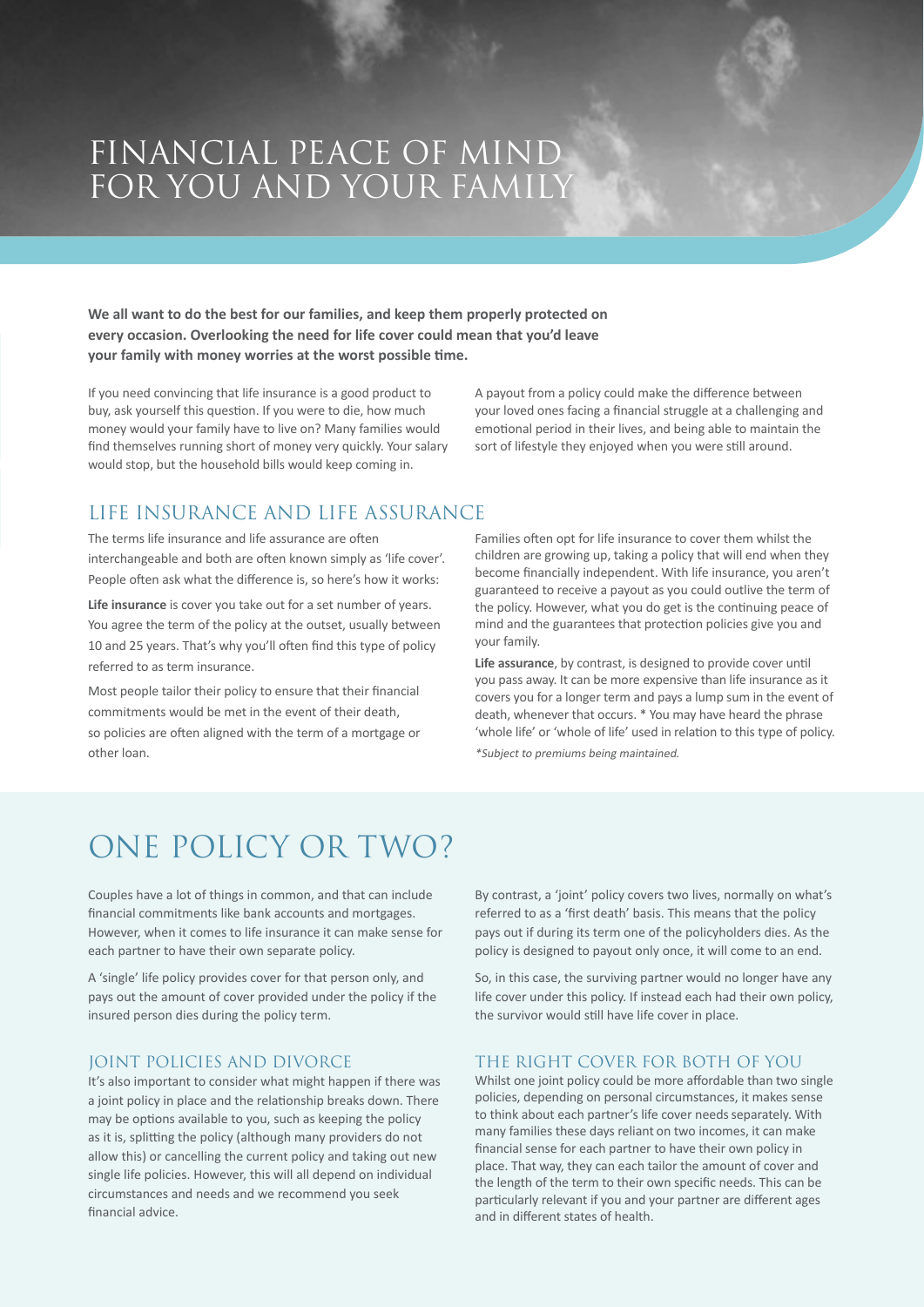# FINANCIAL PEACE OF MIND FOR YOU AND YOUR FAMILY

**We all want to do the best for our families, and keep them properly protected on every occasion. Overlooking the need for life cover could mean that you'd leave your family with money worries at the worst possible time.**

If you need convincing that life insurance is a good product to buy, ask yourself this question. If you were to die, how much money would your family have to live on? Many families would find themselves running short of money very quickly. Your salary would stop, but the household bills would keep coming in.

A payout from a policy could make the difference between your loved ones facing a financial struggle at a challenging and emotional period in their lives, and being able to maintain the sort of lifestyle they enjoyed when you were still around.

## LIFE INSURANCE AND LIFE ASSURANCE

The terms life insurance and life assurance are often interchangeable and both are often known simply as 'life cover'. People often ask what the difference is, so here's how it works:

**Life insurance** is cover you take out for a set number of years. You agree the term of the policy at the outset, usually between 10 and 25 years. That's why you'll often find this type of policy referred to as term insurance.

Most people tailor their policy to ensure that their financial commitments would be met in the event of their death, so policies are often aligned with the term of a mortgage or other loan.

Families often opt for life insurance to cover them whilst the children are growing up, taking a policy that will end when they become financially independent. With life insurance, you aren't guaranteed to receive a payout as you could outlive the term of the policy. However, what you do get is the continuing peace of mind and the guarantees that protection policies give you and your family.

**Life assurance**, by contrast, is designed to provide cover until you pass away. It can be more expensive than life insurance as it covers you for a longer term and pays a lump sum in the event of death, whenever that occurs. * You may have heard the phrase 'whole life' or 'whole of life' used in relation to this type of policy.

*\*Subject to premiums being maintained.*

# ONE POLICY OR TWO?

Couples have a lot of things in common, and that can include financial commitments like bank accounts and mortgages. However, when it comes to life insurance it can make sense for each partner to have their own separate policy.

A 'single' life policy provides cover for that person only, and pays out the amount of cover provided under the policy if the insured person dies during the policy term.

By contrast, a 'joint' policy covers two lives, normally on what's referred to as a 'first death' basis. This means that the policy pays out if during its term one of the policyholders dies. As the policy is designed to payout only once, it will come to an end.

So, in this case, the surviving partner would no longer have any life cover under this policy. If instead each had their own policy, the survivor would still have life cover in place.

### JOINT POLICIES AND DIVORCE

It's also important to consider what might happen if there was a joint policy in place and the relationship breaks down. There may be options available to you, such as keeping the policy as it is, splitting the policy (although many providers do not allow this) or cancelling the current policy and taking out new single life policies. However, this will all depend on individual circumstances and needs and we recommend you seek financial advice.

### THE RIGHT COVER FOR BOTH OF YOU

Whilst one joint policy could be more affordable than two single policies, depending on personal circumstances, it makes sense to think about each partner's life cover needs separately. With many families these days reliant on two incomes, it can make financial sense for each partner to have their own policy in place. That way, they can each tailor the amount of cover and the length of the term to their own specific needs. This can be particularly relevant if you and your partner are different ages and in different states of health.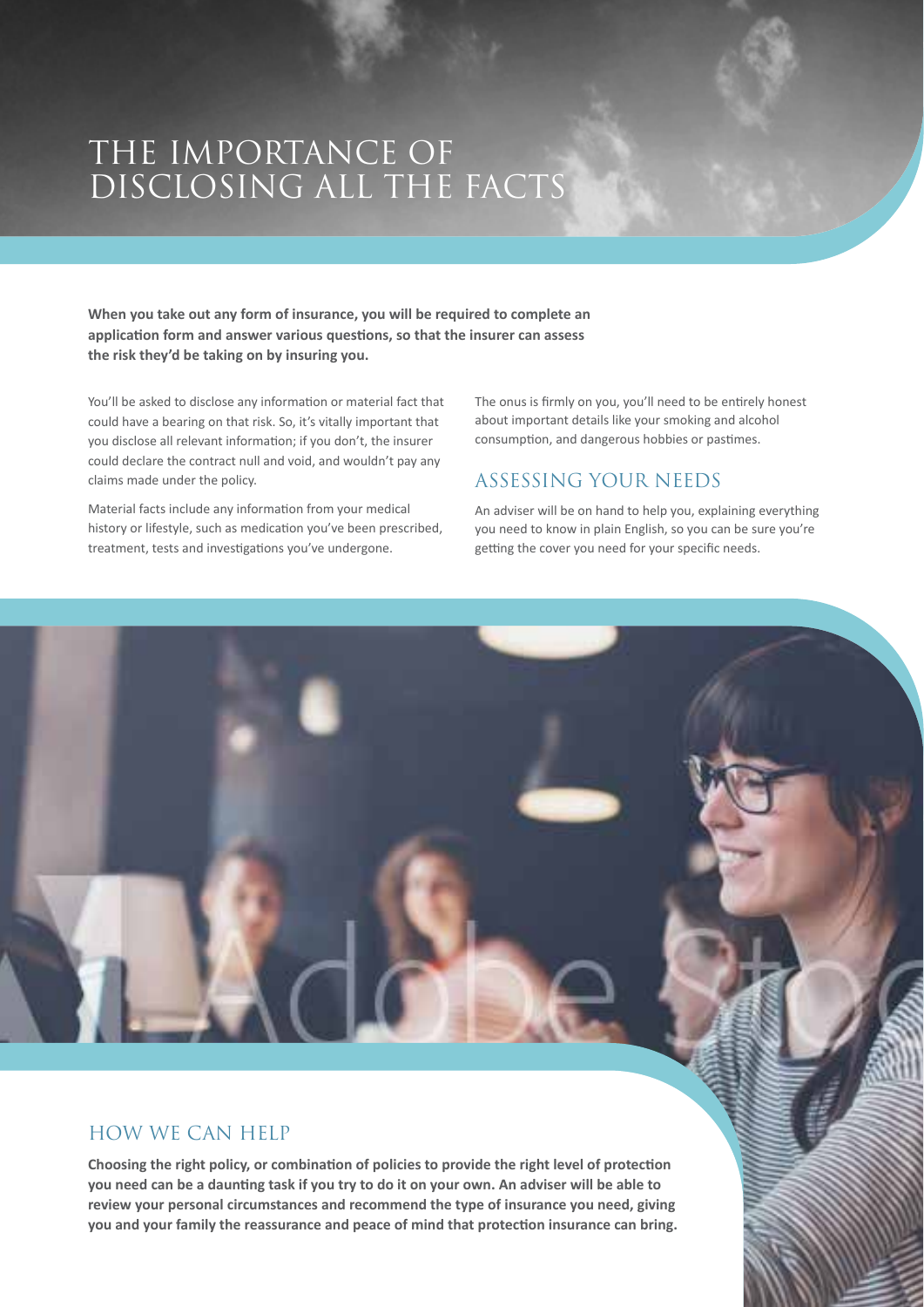# THE IMPORTANCE OF DISCLOSING ALL THE FACTS

**When you take out any form of insurance, you will be required to complete an application form and answer various questions, so that the insurer can assess the risk they'd be taking on by insuring you.**

You'll be asked to disclose any information or material fact that could have a bearing on that risk. So, it's vitally important that you disclose all relevant information; if you don't, the insurer could declare the contract null and void, and wouldn't pay any claims made under the policy.

Material facts include any information from your medical history or lifestyle, such as medication you've been prescribed, treatment, tests and investigations you've undergone.

The onus is firmly on you, you'll need to be entirely honest about important details like your smoking and alcohol consumption, and dangerous hobbies or pastimes.

## ASSESSING YOUR NEEDS

An adviser will be on hand to help you, explaining everything you need to know in plain English, so you can be sure you're getting the cover you need for your specific needs.

## HOW WE CAN HELP

**Choosing the right policy, or combination of policies to provide the right level of protection you need can be a daunting task if you try to do it on your own. An adviser will be able to review your personal circumstances and recommend the type of insurance you need, giving you and your family the reassurance and peace of mind that protection insurance can bring.**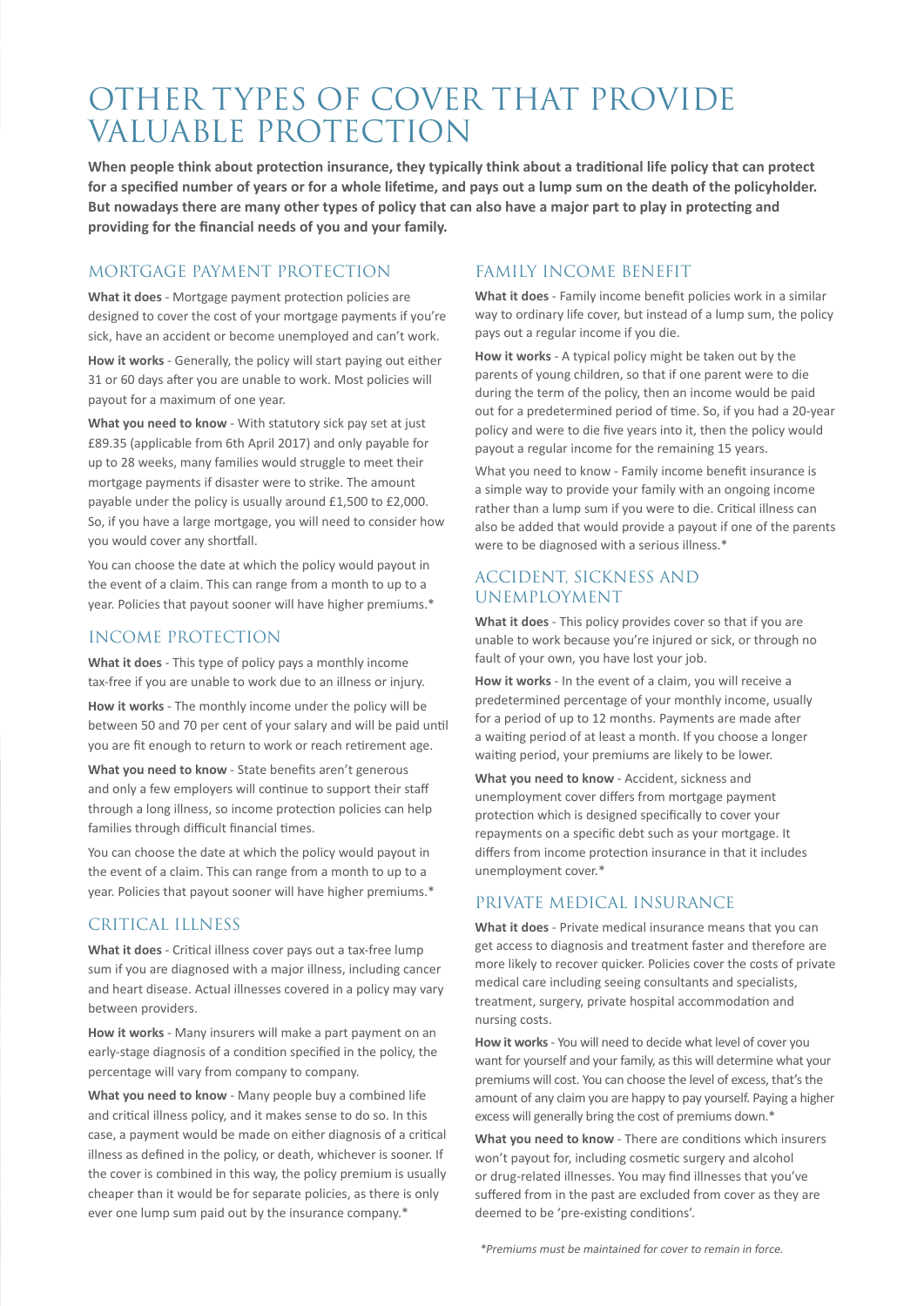# OTHER TYPES OF COVER THAT PROVIDE VALUABLE PROTECTION

**When people think about protection insurance, they typically think about a traditional life policy that can protect for a specified number of years or for a whole lifetime, and pays out a lump sum on the death of the policyholder. But nowadays there are many other types of policy that can also have a major part to play in protecting and providing for the financial needs of you and your family.**

## MORTGAGE PAYMENT PROTECTION

**What it does** - Mortgage payment protection policies are designed to cover the cost of your mortgage payments if you're sick, have an accident or become unemployed and can't work.

**How it works** - Generally, the policy will start paying out either 31 or 60 days after you are unable to work. Most policies will payout for a maximum of one year.

**What you need to know** - With statutory sick pay set at just £89.35 (applicable from 6th April 2017) and only payable for up to 28 weeks, many families would struggle to meet their mortgage payments if disaster were to strike. The amount payable under the policy is usually around £1,500 to £2,000. So, if you have a large mortgage, you will need to consider how you would cover any shortfall.

You can choose the date at which the policy would payout in the event of a claim. This can range from a month to up to a year. Policies that payout sooner will have higher premiums.*

## INCOME PROTECTION

**What it does** - This type of policy pays a monthly income tax-free if you are unable to work due to an illness or injury.

**How it works** - The monthly income under the policy will be between 50 and 70 per cent of your salary and will be paid until you are fit enough to return to work or reach retirement age.

**What you need to know** - State benefits aren't generous and only a few employers will continue to support their staff through a long illness, so income protection policies can help families through difficult financial times.

You can choose the date at which the policy would payout in the event of a claim. This can range from a month to up to a year. Policies that payout sooner will have higher premiums.*

## CRITICAL ILLNESS

**What it does** - Critical illness cover pays out a tax-free lump sum if you are diagnosed with a major illness, including cancer and heart disease. Actual illnesses covered in a policy may vary between providers.

**How it works** - Many insurers will make a part payment on an early-stage diagnosis of a condition specified in the policy, the percentage will vary from company to company.

**What you need to know** - Many people buy a combined life and critical illness policy, and it makes sense to do so. In this case, a payment would be made on either diagnosis of a critical illness as defined in the policy, or death, whichever is sooner. If the cover is combined in this way, the policy premium is usually cheaper than it would be for separate policies, as there is only ever one lump sum paid out by the insurance company.*

## FAMILY INCOME BENEFIT

**What it does** - Family income benefit policies work in a similar way to ordinary life cover, but instead of a lump sum, the policy pays out a regular income if you die.

**How it works** - A typical policy might be taken out by the parents of young children, so that if one parent were to die during the term of the policy, then an income would be paid out for a predetermined period of time. So, if you had a 20-year policy and were to die five years into it, then the policy would payout a regular income for the remaining 15 years.

What you need to know - Family income benefit insurance is a simple way to provide your family with an ongoing income rather than a lump sum if you were to die. Critical illness can also be added that would provide a payout if one of the parents were to be diagnosed with a serious illness.*

## ACCIDENT, SICKNESS AND UNEMPLOYMENT

**What it does** - This policy provides cover so that if you are unable to work because you're injured or sick, or through no fault of your own, you have lost your job.

**How it works** - In the event of a claim, you will receive a predetermined percentage of your monthly income, usually for a period of up to 12 months. Payments are made after a waiting period of at least a month. If you choose a longer waiting period, your premiums are likely to be lower.

**What you need to know** - Accident, sickness and unemployment cover differs from mortgage payment protection which is designed specifically to cover your repayments on a specific debt such as your mortgage. It differs from income protection insurance in that it includes unemployment cover.*

## PRIVATE MEDICAL INSURANCE

**What it does** - Private medical insurance means that you can get access to diagnosis and treatment faster and therefore are more likely to recover quicker. Policies cover the costs of private medical care including seeing consultants and specialists, treatment, surgery, private hospital accommodation and nursing costs.

**How it works** - You will need to decide what level of cover you want for yourself and your family, as this will determine what your premiums will cost. You can choose the level of excess, that's the amount of any claim you are happy to pay yourself. Paying a higher excess will generally bring the cost of premiums down.*

**What you need to know** - There are conditions which insurers won't payout for, including cosmetic surgery and alcohol or drug-related illnesses. You may find illnesses that you've suffered from in the past are excluded from cover as they are deemed to be 'pre-existing conditions'.

*\*Premiums must be maintained for cover to remain in force.*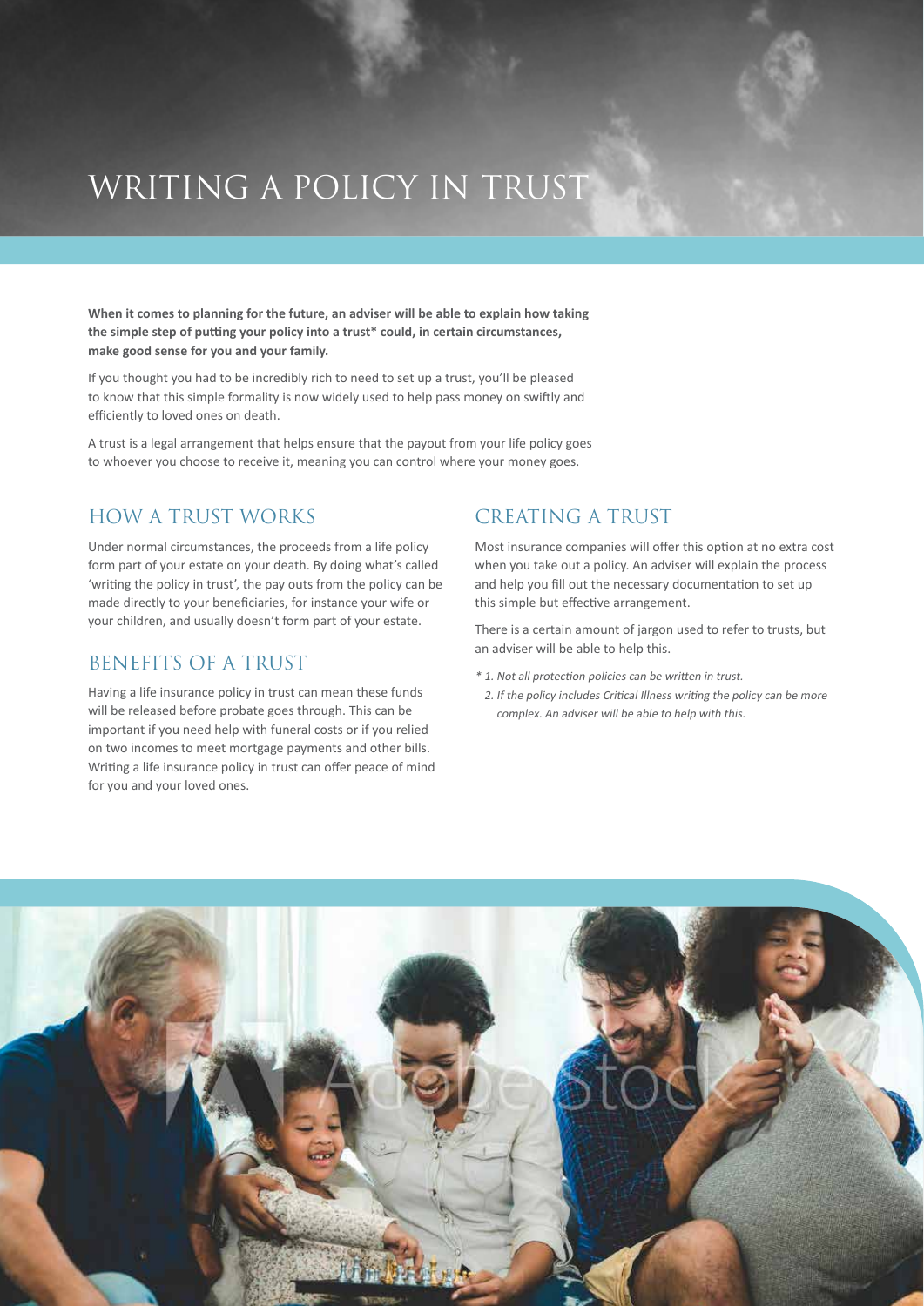# WRITING A POLICY IN TRUST

**When it comes to planning for the future, an adviser will be able to explain how taking the simple step of putting your policy into a trust* could, in certain circumstances, make good sense for you and your family.**

If you thought you had to be incredibly rich to need to set up a trust, you'll be pleased to know that this simple formality is now widely used to help pass money on swiftly and efficiently to loved ones on death.

A trust is a legal arrangement that helps ensure that the payout from your life policy goes to whoever you choose to receive it, meaning you can control where your money goes.

## HOW A TRUST WORKS

Under normal circumstances, the proceeds from a life policy form part of your estate on your death. By doing what's called 'writing the policy in trust', the pay outs from the policy can be made directly to your beneficiaries, for instance your wife or your children, and usually doesn't form part of your estate.

## BENEFITS OF A TRUST

Having a life insurance policy in trust can mean these funds will be released before probate goes through. This can be important if you need help with funeral costs or if you relied on two incomes to meet mortgage payments and other bills. Writing a life insurance policy in trust can offer peace of mind for you and your loved ones.

## CREATING A TRUST

Most insurance companies will offer this option at no extra cost when you take out a policy. An adviser will explain the process and help you fill out the necessary documentation to set up this simple but effective arrangement.

There is a certain amount of jargon used to refer to trusts, but an adviser will be able to help this.

*\* 1. Not all protection policies can be written in trust.*

*2. If the policy includes Critical Illness writing the policy can be more complex. An adviser will be able to help with this.*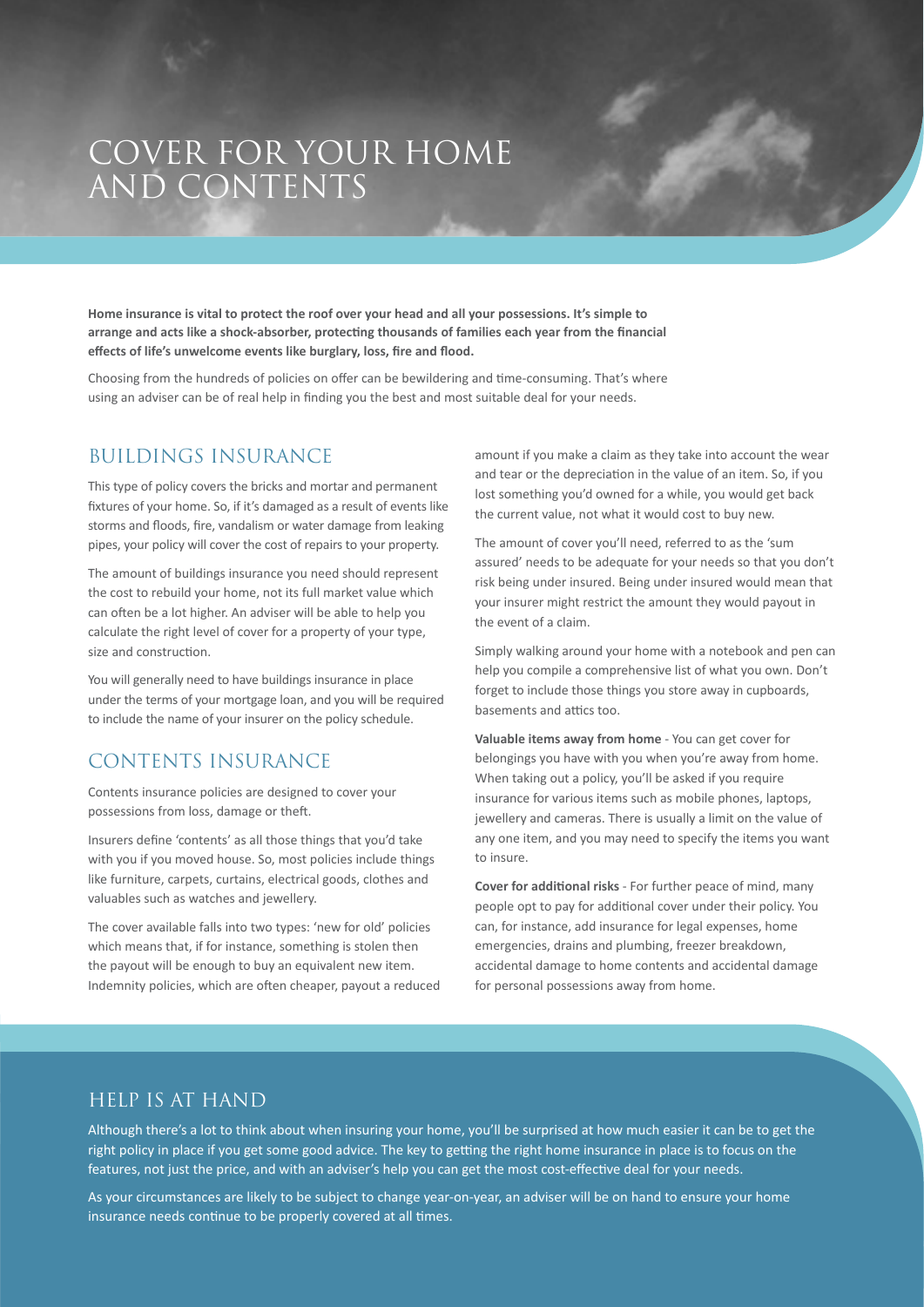# COVER FOR YOUR HOME AND CONTENTS

**Home insurance is vital to protect the roof over your head and all your possessions. It's simple to arrange and acts like a shock-absorber, protecting thousands of families each year from the financial effects of life's unwelcome events like burglary, loss, fire and flood.**

Choosing from the hundreds of policies on offer can be bewildering and time-consuming. That's where using an adviser can be of real help in finding you the best and most suitable deal for your needs.

## BUILDINGS INSURANCE

This type of policy covers the bricks and mortar and permanent fixtures of your home. So, if it's damaged as a result of events like storms and floods, fire, vandalism or water damage from leaking pipes, your policy will cover the cost of repairs to your property.

The amount of buildings insurance you need should represent the cost to rebuild your home, not its full market value which can often be a lot higher. An adviser will be able to help you calculate the right level of cover for a property of your type, size and construction.

You will generally need to have buildings insurance in place under the terms of your mortgage loan, and you will be required to include the name of your insurer on the policy schedule.

## CONTENTS INSURANCE

Contents insurance policies are designed to cover your possessions from loss, damage or theft.

Insurers define 'contents' as all those things that you'd take with you if you moved house. So, most policies include things like furniture, carpets, curtains, electrical goods, clothes and valuables such as watches and jewellery.

The cover available falls into two types: 'new for old' policies which means that, if for instance, something is stolen then the payout will be enough to buy an equivalent new item. Indemnity policies, which are often cheaper, payout a reduced amount if you make a claim as they take into account the wear and tear or the depreciation in the value of an item. So, if you lost something you'd owned for a while, you would get back the current value, not what it would cost to buy new.

The amount of cover you'll need, referred to as the 'sum assured' needs to be adequate for your needs so that you don't risk being under insured. Being under insured would mean that your insurer might restrict the amount they would payout in the event of a claim.

Simply walking around your home with a notebook and pen can help you compile a comprehensive list of what you own. Don't forget to include those things you store away in cupboards, basements and attics too.

**Valuable items away from home** - You can get cover for belongings you have with you when you're away from home. When taking out a policy, you'll be asked if you require insurance for various items such as mobile phones, laptops, jewellery and cameras. There is usually a limit on the value of any one item, and you may need to specify the items you want to insure.

**Cover for additional risks** - For further peace of mind, many people opt to pay for additional cover under their policy. You can, for instance, add insurance for legal expenses, home emergencies, drains and plumbing, freezer breakdown, accidental damage to home contents and accidental damage for personal possessions away from home.

## HELP IS AT HAND

Although there's a lot to think about when insuring your home, you'll be surprised at how much easier it can be to get the right policy in place if you get some good advice. The key to getting the right home insurance in place is to focus on the features, not just the price, and with an adviser's help you can get the most cost-effective deal for your needs.

As your circumstances are likely to be subject to change year-on-year, an adviser will be on hand to ensure your home insurance needs continue to be properly covered at all times.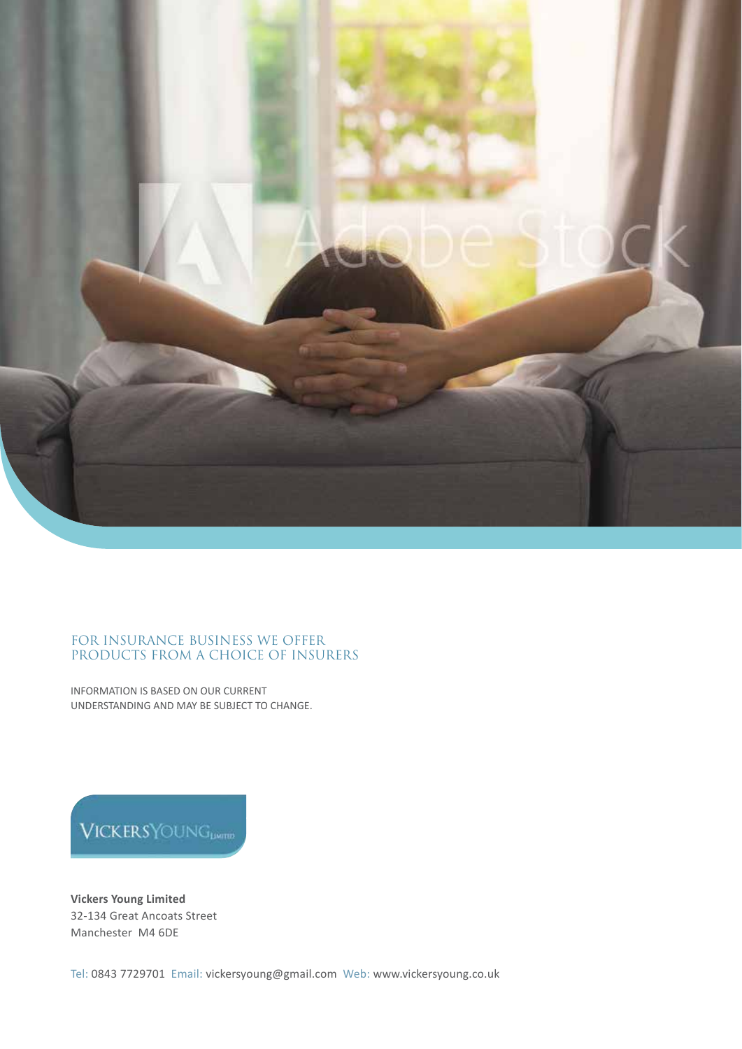FOR INSURANCE BUSINESS WE OFFER PRODUCTS FROM A CHOICE OF INSURERS

INFORMATION IS BASED ON OUR CURRENT UNDERSTANDING AND MAY BE SUBJECT TO CHANGE.

VICKERSYOUNG LIMITED

**Vickers Young Limited**
32-134 Great Ancoats Street
Manchester M4 6DE

Tel: 0843 7729701 Email: vickersyoung@gmail.com Web: www.vickersyoung.co.uk